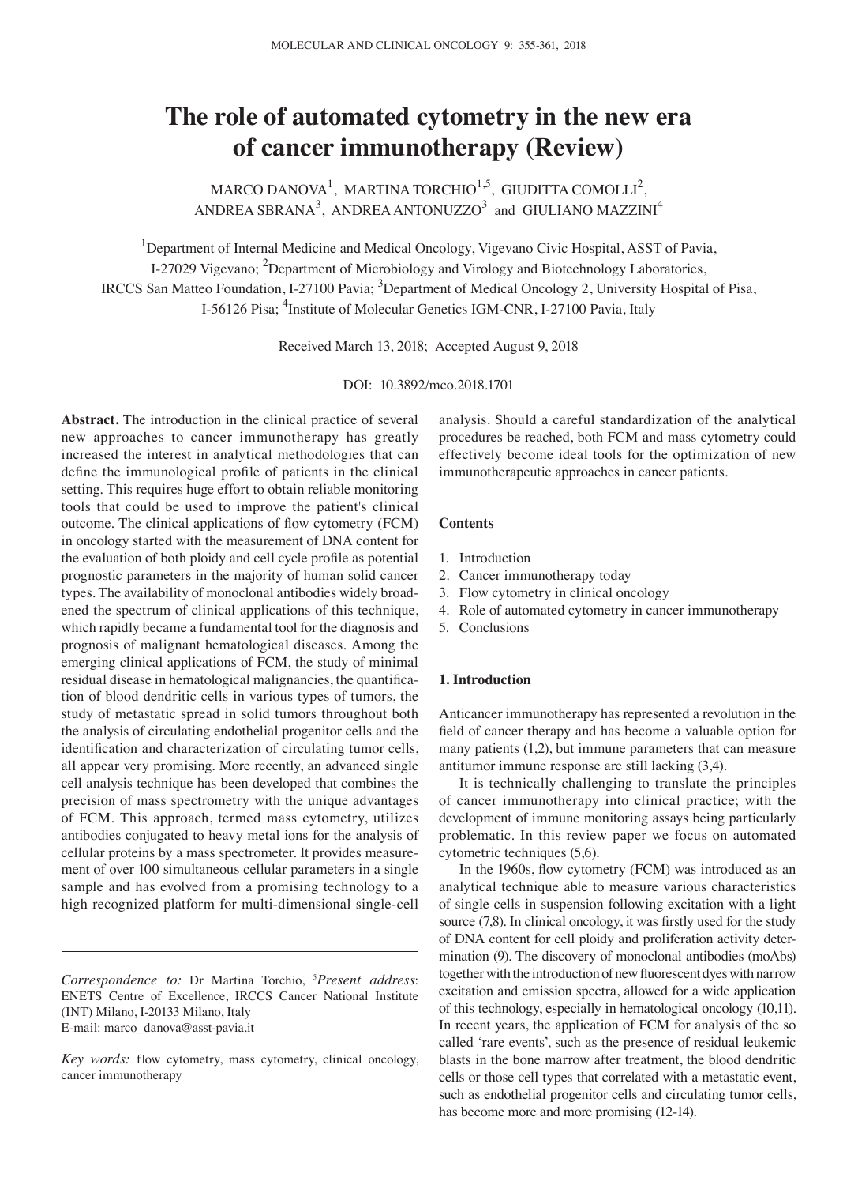# The role of automated cytometry in the new era of cancer immunotherapy (Review)

MARCO DANOVA[1], MARTINA TORCHIO[1,5], GIUDITTA COMOLLI[2], ANDREA SBRANA[3], ANDREA ANTONUZZO[3] and GIULIANO MAZZINI[4]

[1]Department of Internal Medicine and Medical Oncology, Vigevano Civic Hospital, ASST of Pavia, I-27029 Vigevano; [2]Department of Microbiology and Virology and Biotechnology Laboratories, IRCCS San Matteo Foundation, I-27100 Pavia; [3]Department of Medical Oncology 2, University Hospital of Pisa, I-56126 Pisa; [4]Institute of Molecular Genetics IGM-CNR, I-27100 Pavia, Italy

Received March 13, 2018; Accepted August 9, 2018

DOI: 10.3892/mco.2018.1701

**Abstract.** The introduction in the clinical practice of several new approaches to cancer immunotherapy has greatly increased the interest in analytical methodologies that can define the immunological profile of patients in the clinical setting. This requires huge effort to obtain reliable monitoring tools that could be used to improve the patient's clinical outcome. The clinical applications of flow cytometry (FCM) in oncology started with the measurement of DNA content for the evaluation of both ploidy and cell cycle profile as potential prognostic parameters in the majority of human solid cancer types. The availability of monoclonal antibodies widely broadened the spectrum of clinical applications of this technique, which rapidly became a fundamental tool for the diagnosis and prognosis of malignant hematological diseases. Among the emerging clinical applications of FCM, the study of minimal residual disease in hematological malignancies, the quantification of blood dendritic cells in various types of tumors, the study of metastatic spread in solid tumors throughout both the analysis of circulating endothelial progenitor cells and the identification and characterization of circulating tumor cells, all appear very promising. More recently, an advanced single cell analysis technique has been developed that combines the precision of mass spectrometry with the unique advantages of FCM. This approach, termed mass cytometry, utilizes antibodies conjugated to heavy metal ions for the analysis of cellular proteins by a mass spectrometer. It provides measurement of over 100 simultaneous cellular parameters in a single sample and has evolved from a promising technology to a high recognized platform for multi-dimensional single-cell analysis. Should a careful standardization of the analytical procedures be reached, both FCM and mass cytometry could effectively become ideal tools for the optimization of new immunotherapeutic approaches in cancer patients.

*Correspondence to:* Dr Martina Torchio, [5]*Present address*: ENETS Centre of Excellence, IRCCS Cancer National Institute (INT) Milano, I-20133 Milano, Italy
E-mail: marco_danova@asst-pavia.it

*Key words:* flow cytometry, mass cytometry, clinical oncology, cancer immunotherapy

**Contents**

1. Introduction
2. Cancer immunotherapy today
3. Flow cytometry in clinical oncology
4. Role of automated cytometry in cancer immunotherapy
5. Conclusions

## 1. Introduction

Anticancer immunotherapy has represented a revolution in the field of cancer therapy and has become a valuable option for many patients (1,2), but immune parameters that can measure antitumor immune response are still lacking (3,4).

It is technically challenging to translate the principles of cancer immunotherapy into clinical practice; with the development of immune monitoring assays being particularly problematic. In this review paper we focus on automated cytometric techniques (5,6).

In the 1960s, flow cytometry (FCM) was introduced as an analytical technique able to measure various characteristics of single cells in suspension following excitation with a light source (7,8). In clinical oncology, it was firstly used for the study of DNA content for cell ploidy and proliferation activity determination (9). The discovery of monoclonal antibodies (moAbs) together with the introduction of new fluorescent dyes with narrow excitation and emission spectra, allowed for a wide application of this technology, especially in hematological oncology (10,11). In recent years, the application of FCM for analysis of the so called 'rare events', such as the presence of residual leukemic blasts in the bone marrow after treatment, the blood dendritic cells or those cell types that correlated with a metastatic event, such as endothelial progenitor cells and circulating tumor cells, has become more and more promising (12-14).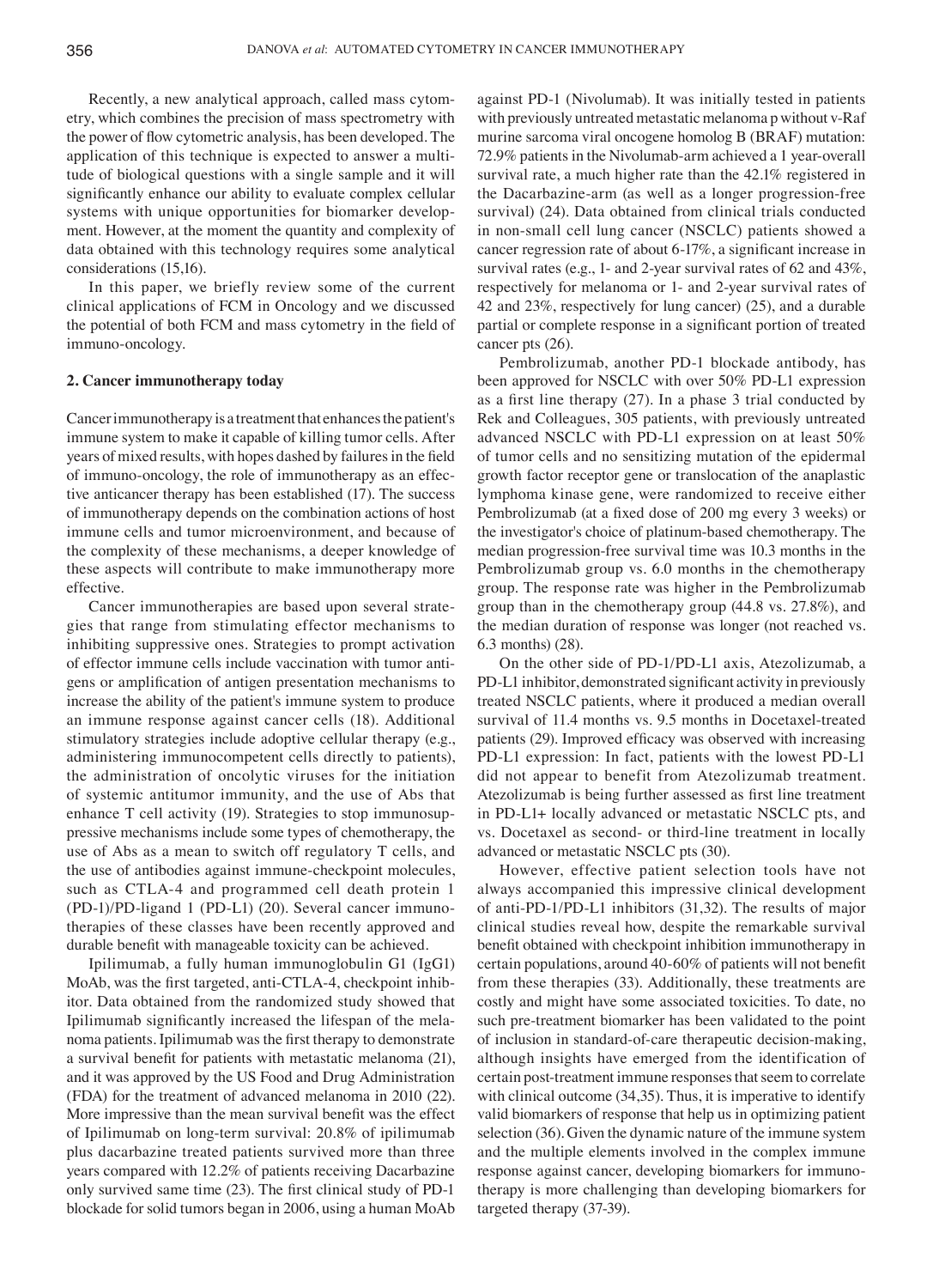Recently, a new analytical approach, called mass cytometry, which combines the precision of mass spectrometry with the power of flow cytometric analysis, has been developed. The application of this technique is expected to answer a multitude of biological questions with a single sample and it will significantly enhance our ability to evaluate complex cellular systems with unique opportunities for biomarker development. However, at the moment the quantity and complexity of data obtained with this technology requires some analytical considerations (15,16).

In this paper, we briefly review some of the current clinical applications of FCM in Oncology and we discussed the potential of both FCM and mass cytometry in the field of immuno-oncology.

## 2. Cancer immunotherapy today

Cancer immunotherapy is a treatment that enhances the patient's immune system to make it capable of killing tumor cells. After years of mixed results, with hopes dashed by failures in the field of immuno-oncology, the role of immunotherapy as an effective anticancer therapy has been established (17). The success of immunotherapy depends on the combination actions of host immune cells and tumor microenvironment, and because of the complexity of these mechanisms, a deeper knowledge of these aspects will contribute to make immunotherapy more effective.

Cancer immunotherapies are based upon several strategies that range from stimulating effector mechanisms to inhibiting suppressive ones. Strategies to prompt activation of effector immune cells include vaccination with tumor antigens or amplification of antigen presentation mechanisms to increase the ability of the patient's immune system to produce an immune response against cancer cells (18). Additional stimulatory strategies include adoptive cellular therapy (e.g., administering immunocompetent cells directly to patients), the administration of oncolytic viruses for the initiation of systemic antitumor immunity, and the use of Abs that enhance T cell activity (19). Strategies to stop immunosuppressive mechanisms include some types of chemotherapy, the use of Abs as a mean to switch off regulatory T cells, and the use of antibodies against immune-checkpoint molecules, such as CTLA-4 and programmed cell death protein 1 (PD-1)/PD-ligand 1 (PD-L1) (20). Several cancer immunotherapies of these classes have been recently approved and durable benefit with manageable toxicity can be achieved.

Ipilimumab, a fully human immunoglobulin G1 (IgG1) MoAb, was the first targeted, anti-CTLA-4, checkpoint inhibitor. Data obtained from the randomized study showed that Ipilimumab significantly increased the lifespan of the melanoma patients. Ipilimumab was the first therapy to demonstrate a survival benefit for patients with metastatic melanoma (21), and it was approved by the US Food and Drug Administration (FDA) for the treatment of advanced melanoma in 2010 (22). More impressive than the mean survival benefit was the effect of Ipilimumab on long-term survival: 20.8% of ipilimumab plus dacarbazine treated patients survived more than three years compared with 12.2% of patients receiving Dacarbazine only survived same time (23). The first clinical study of PD-1 blockade for solid tumors began in 2006, using a human MoAb against PD-1 (Nivolumab). It was initially tested in patients with previously untreated metastatic melanoma p without v-Raf murine sarcoma viral oncogene homolog B (BRAF) mutation: 72.9% patients in the Nivolumab-arm achieved a 1 year-overall survival rate, a much higher rate than the 42.1% registered in the Dacarbazine-arm (as well as a longer progression-free survival) (24). Data obtained from clinical trials conducted in non-small cell lung cancer (NSCLC) patients showed a cancer regression rate of about 6-17%, a significant increase in survival rates (e.g., 1- and 2-year survival rates of 62 and 43%, respectively for melanoma or 1- and 2-year survival rates of 42 and 23%, respectively for lung cancer) (25), and a durable partial or complete response in a significant portion of treated cancer pts (26).

Pembrolizumab, another PD-1 blockade antibody, has been approved for NSCLC with over 50% PD-L1 expression as a first line therapy (27). In a phase 3 trial conducted by Rek and Colleagues, 305 patients, with previously untreated advanced NSCLC with PD-L1 expression on at least 50% of tumor cells and no sensitizing mutation of the epidermal growth factor receptor gene or translocation of the anaplastic lymphoma kinase gene, were randomized to receive either Pembrolizumab (at a fixed dose of 200 mg every 3 weeks) or the investigator's choice of platinum-based chemotherapy. The median progression-free survival time was 10.3 months in the Pembrolizumab group vs. 6.0 months in the chemotherapy group. The response rate was higher in the Pembrolizumab group than in the chemotherapy group (44.8 vs. 27.8%), and the median duration of response was longer (not reached vs. 6.3 months) (28).

On the other side of PD-1/PD-L1 axis, Atezolizumab, a PD-L1 inhibitor, demonstrated significant activity in previously treated NSCLC patients, where it produced a median overall survival of 11.4 months vs. 9.5 months in Docetaxel-treated patients (29). Improved efficacy was observed with increasing PD-L1 expression: In fact, patients with the lowest PD-L1 did not appear to benefit from Atezolizumab treatment. Atezolizumab is being further assessed as first line treatment in PD-L1+ locally advanced or metastatic NSCLC pts, and vs. Docetaxel as second- or third-line treatment in locally advanced or metastatic NSCLC pts (30).

However, effective patient selection tools have not always accompanied this impressive clinical development of anti-PD-1/PD-L1 inhibitors (31,32). The results of major clinical studies reveal how, despite the remarkable survival benefit obtained with checkpoint inhibition immunotherapy in certain populations, around 40-60% of patients will not benefit from these therapies (33). Additionally, these treatments are costly and might have some associated toxicities. To date, no such pre-treatment biomarker has been validated to the point of inclusion in standard-of-care therapeutic decision-making, although insights have emerged from the identification of certain post-treatment immune responses that seem to correlate with clinical outcome (34,35). Thus, it is imperative to identify valid biomarkers of response that help us in optimizing patient selection (36). Given the dynamic nature of the immune system and the multiple elements involved in the complex immune response against cancer, developing biomarkers for immunotherapy is more challenging than developing biomarkers for targeted therapy (37-39).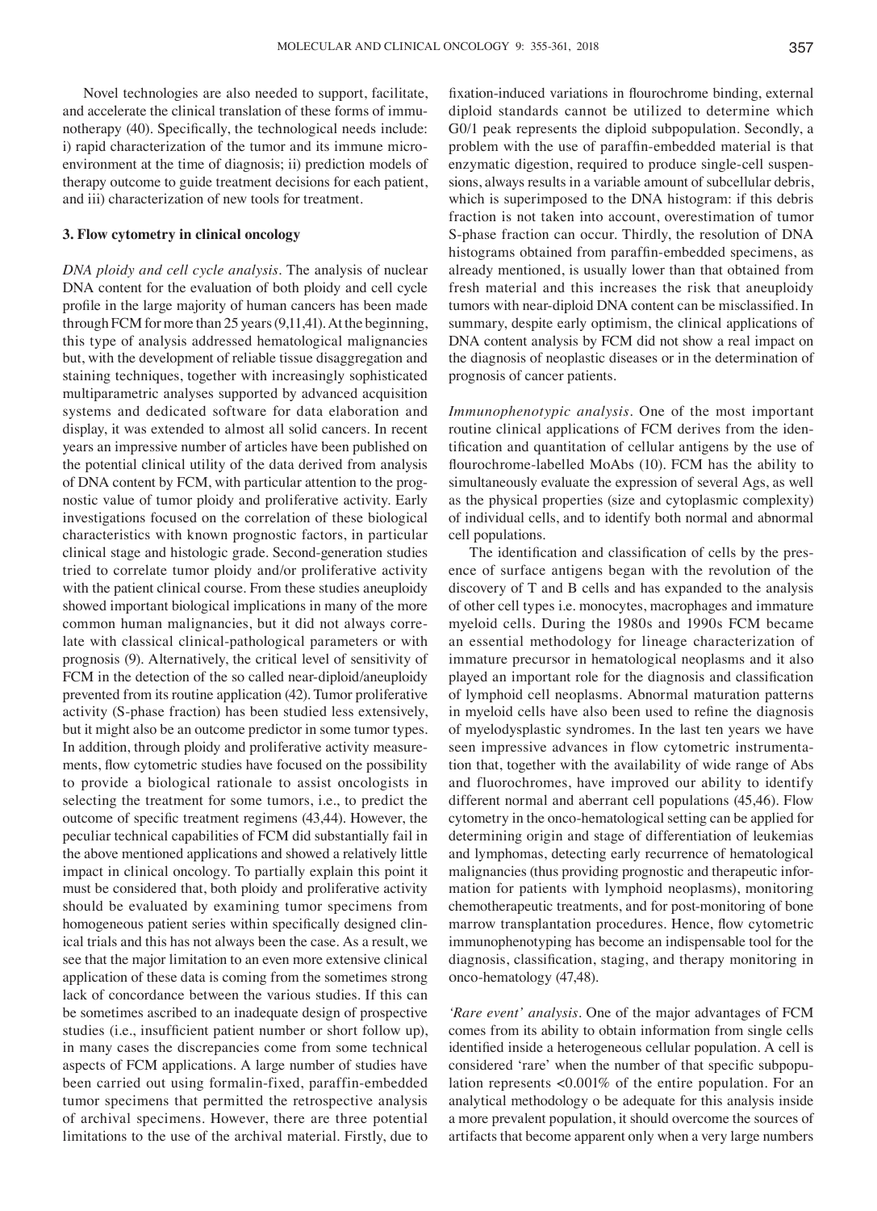Novel technologies are also needed to support, facilitate, and accelerate the clinical translation of these forms of immunotherapy (40). Specifically, the technological needs include: i) rapid characterization of the tumor and its immune microenvironment at the time of diagnosis; ii) prediction models of therapy outcome to guide treatment decisions for each patient, and iii) characterization of new tools for treatment.

## 3. Flow cytometry in clinical oncology

*DNA ploidy and cell cycle analysis.* The analysis of nuclear DNA content for the evaluation of both ploidy and cell cycle profile in the large majority of human cancers has been made through FCM for more than 25 years (9,11,41). At the beginning, this type of analysis addressed hematological malignancies but, with the development of reliable tissue disaggregation and staining techniques, together with increasingly sophisticated multiparametric analyses supported by advanced acquisition systems and dedicated software for data elaboration and display, it was extended to almost all solid cancers. In recent years an impressive number of articles have been published on the potential clinical utility of the data derived from analysis of DNA content by FCM, with particular attention to the prognostic value of tumor ploidy and proliferative activity. Early investigations focused on the correlation of these biological characteristics with known prognostic factors, in particular clinical stage and histologic grade. Second-generation studies tried to correlate tumor ploidy and/or proliferative activity with the patient clinical course. From these studies aneuploidy showed important biological implications in many of the more common human malignancies, but it did not always correlate with classical clinical-pathological parameters or with prognosis (9). Alternatively, the critical level of sensitivity of FCM in the detection of the so called near-diploid/aneuploidy prevented from its routine application (42). Tumor proliferative activity (S-phase fraction) has been studied less extensively, but it might also be an outcome predictor in some tumor types. In addition, through ploidy and proliferative activity measurements, flow cytometric studies have focused on the possibility to provide a biological rationale to assist oncologists in selecting the treatment for some tumors, i.e., to predict the outcome of specific treatment regimens (43,44). However, the peculiar technical capabilities of FCM did substantially fail in the above mentioned applications and showed a relatively little impact in clinical oncology. To partially explain this point it must be considered that, both ploidy and proliferative activity should be evaluated by examining tumor specimens from homogeneous patient series within specifically designed clinical trials and this has not always been the case. As a result, we see that the major limitation to an even more extensive clinical application of these data is coming from the sometimes strong lack of concordance between the various studies. If this can be sometimes ascribed to an inadequate design of prospective studies (i.e., insufficient patient number or short follow up), in many cases the discrepancies come from some technical aspects of FCM applications. A large number of studies have been carried out using formalin-fixed, paraffin-embedded tumor specimens that permitted the retrospective analysis of archival specimens. However, there are three potential limitations to the use of the archival material. Firstly, due to fixation-induced variations in flourochrome binding, external diploid standards cannot be utilized to determine which G0/1 peak represents the diploid subpopulation. Secondly, a problem with the use of paraffin-embedded material is that enzymatic digestion, required to produce single-cell suspensions, always results in a variable amount of subcellular debris, which is superimposed to the DNA histogram: if this debris fraction is not taken into account, overestimation of tumor S-phase fraction can occur. Thirdly, the resolution of DNA histograms obtained from paraffin-embedded specimens, as already mentioned, is usually lower than that obtained from fresh material and this increases the risk that aneuploidy tumors with near-diploid DNA content can be misclassified. In summary, despite early optimism, the clinical applications of DNA content analysis by FCM did not show a real impact on the diagnosis of neoplastic diseases or in the determination of prognosis of cancer patients.

*Immunophenotypic analysis.* One of the most important routine clinical applications of FCM derives from the identification and quantitation of cellular antigens by the use of flourochrome-labelled MoAbs (10). FCM has the ability to simultaneously evaluate the expression of several Ags, as well as the physical properties (size and cytoplasmic complexity) of individual cells, and to identify both normal and abnormal cell populations.

The identification and classification of cells by the presence of surface antigens began with the revolution of the discovery of T and B cells and has expanded to the analysis of other cell types i.e. monocytes, macrophages and immature myeloid cells. During the 1980s and 1990s FCM became an essential methodology for lineage characterization of immature precursor in hematological neoplasms and it also played an important role for the diagnosis and classification of lymphoid cell neoplasms. Abnormal maturation patterns in myeloid cells have also been used to refine the diagnosis of myelodysplastic syndromes. In the last ten years we have seen impressive advances in flow cytometric instrumentation that, together with the availability of wide range of Abs and fluorochromes, have improved our ability to identify different normal and aberrant cell populations (45,46). Flow cytometry in the onco-hematological setting can be applied for determining origin and stage of differentiation of leukemias and lymphomas, detecting early recurrence of hematological malignancies (thus providing prognostic and therapeutic information for patients with lymphoid neoplasms), monitoring chemotherapeutic treatments, and for post-monitoring of bone marrow transplantation procedures. Hence, flow cytometric immunophenotyping has become an indispensable tool for the diagnosis, classification, staging, and therapy monitoring in onco-hematology (47,48).

*'Rare event' analysis.* One of the major advantages of FCM comes from its ability to obtain information from single cells identified inside a heterogeneous cellular population. A cell is considered 'rare' when the number of that specific subpopulation represents <0.001% of the entire population. For an analytical methodology o be adequate for this analysis inside a more prevalent population, it should overcome the sources of artifacts that become apparent only when a very large numbers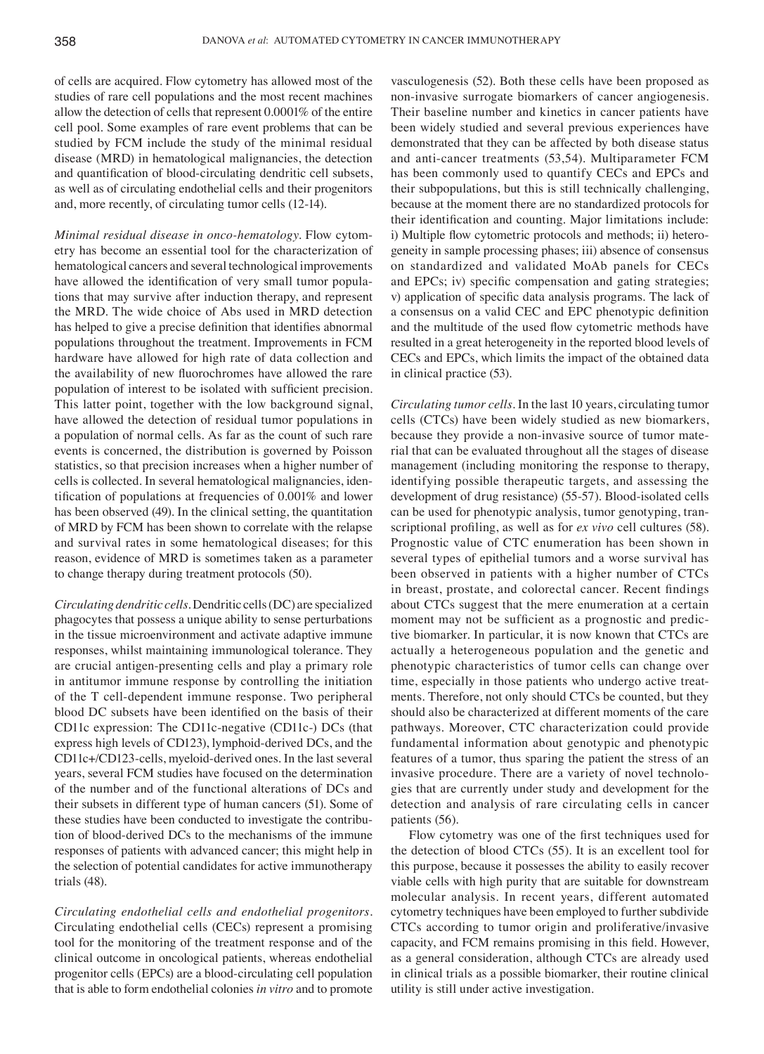of cells are acquired. Flow cytometry has allowed most of the studies of rare cell populations and the most recent machines allow the detection of cells that represent 0.0001% of the entire cell pool. Some examples of rare event problems that can be studied by FCM include the study of the minimal residual disease (MRD) in hematological malignancies, the detection and quantification of blood-circulating dendritic cell subsets, as well as of circulating endothelial cells and their progenitors and, more recently, of circulating tumor cells (12-14).

*Minimal residual disease in onco-hematology.* Flow cytometry has become an essential tool for the characterization of hematological cancers and several technological improvements have allowed the identification of very small tumor populations that may survive after induction therapy, and represent the MRD. The wide choice of Abs used in MRD detection has helped to give a precise definition that identifies abnormal populations throughout the treatment. Improvements in FCM hardware have allowed for high rate of data collection and the availability of new fluorochromes have allowed the rare population of interest to be isolated with sufficient precision. This latter point, together with the low background signal, have allowed the detection of residual tumor populations in a population of normal cells. As far as the count of such rare events is concerned, the distribution is governed by Poisson statistics, so that precision increases when a higher number of cells is collected. In several hematological malignancies, identification of populations at frequencies of 0.001% and lower has been observed (49). In the clinical setting, the quantitation of MRD by FCM has been shown to correlate with the relapse and survival rates in some hematological diseases; for this reason, evidence of MRD is sometimes taken as a parameter to change therapy during treatment protocols (50).

*Circulating dendritic cells.* Dendritic cells (DC) are specialized phagocytes that possess a unique ability to sense perturbations in the tissue microenvironment and activate adaptive immune responses, whilst maintaining immunological tolerance. They are crucial antigen-presenting cells and play a primary role in antitumor immune response by controlling the initiation of the T cell-dependent immune response. Two peripheral blood DC subsets have been identified on the basis of their CD11c expression: The CD11c-negative (CD11c-) DCs (that express high levels of CD123), lymphoid-derived DCs, and the CD11c+/CD123-cells, myeloid-derived ones. In the last several years, several FCM studies have focused on the determination of the number and of the functional alterations of DCs and their subsets in different type of human cancers (51). Some of these studies have been conducted to investigate the contribution of blood-derived DCs to the mechanisms of the immune responses of patients with advanced cancer; this might help in the selection of potential candidates for active immunotherapy trials (48).

*Circulating endothelial cells and endothelial progenitors.* Circulating endothelial cells (CECs) represent a promising tool for the monitoring of the treatment response and of the clinical outcome in oncological patients, whereas endothelial progenitor cells (EPCs) are a blood-circulating cell population that is able to form endothelial colonies *in vitro* and to promote vasculogenesis (52). Both these cells have been proposed as non-invasive surrogate biomarkers of cancer angiogenesis. Their baseline number and kinetics in cancer patients have been widely studied and several previous experiences have demonstrated that they can be affected by both disease status and anti-cancer treatments (53,54). Multiparameter FCM has been commonly used to quantify CECs and EPCs and their subpopulations, but this is still technically challenging, because at the moment there are no standardized protocols for their identification and counting. Major limitations include: i) Multiple flow cytometric protocols and methods; ii) heterogeneity in sample processing phases; iii) absence of consensus on standardized and validated MoAb panels for CECs and EPCs; iv) specific compensation and gating strategies; v) application of specific data analysis programs. The lack of a consensus on a valid CEC and EPC phenotypic definition and the multitude of the used flow cytometric methods have resulted in a great heterogeneity in the reported blood levels of CECs and EPCs, which limits the impact of the obtained data in clinical practice (53).

*Circulating tumor cells.* In the last 10 years, circulating tumor cells (CTCs) have been widely studied as new biomarkers, because they provide a non-invasive source of tumor material that can be evaluated throughout all the stages of disease management (including monitoring the response to therapy, identifying possible therapeutic targets, and assessing the development of drug resistance) (55-57). Blood-isolated cells can be used for phenotypic analysis, tumor genotyping, transcriptional profiling, as well as for *ex vivo* cell cultures (58). Prognostic value of CTC enumeration has been shown in several types of epithelial tumors and a worse survival has been observed in patients with a higher number of CTCs in breast, prostate, and colorectal cancer. Recent findings about CTCs suggest that the mere enumeration at a certain moment may not be sufficient as a prognostic and predictive biomarker. In particular, it is now known that CTCs are actually a heterogeneous population and the genetic and phenotypic characteristics of tumor cells can change over time, especially in those patients who undergo active treatments. Therefore, not only should CTCs be counted, but they should also be characterized at different moments of the care pathways. Moreover, CTC characterization could provide fundamental information about genotypic and phenotypic features of a tumor, thus sparing the patient the stress of an invasive procedure. There are a variety of novel technologies that are currently under study and development for the detection and analysis of rare circulating cells in cancer patients (56).

Flow cytometry was one of the first techniques used for the detection of blood CTCs (55). It is an excellent tool for this purpose, because it possesses the ability to easily recover viable cells with high purity that are suitable for downstream molecular analysis. In recent years, different automated cytometry techniques have been employed to further subdivide CTCs according to tumor origin and proliferative/invasive capacity, and FCM remains promising in this field. However, as a general consideration, although CTCs are already used in clinical trials as a possible biomarker, their routine clinical utility is still under active investigation.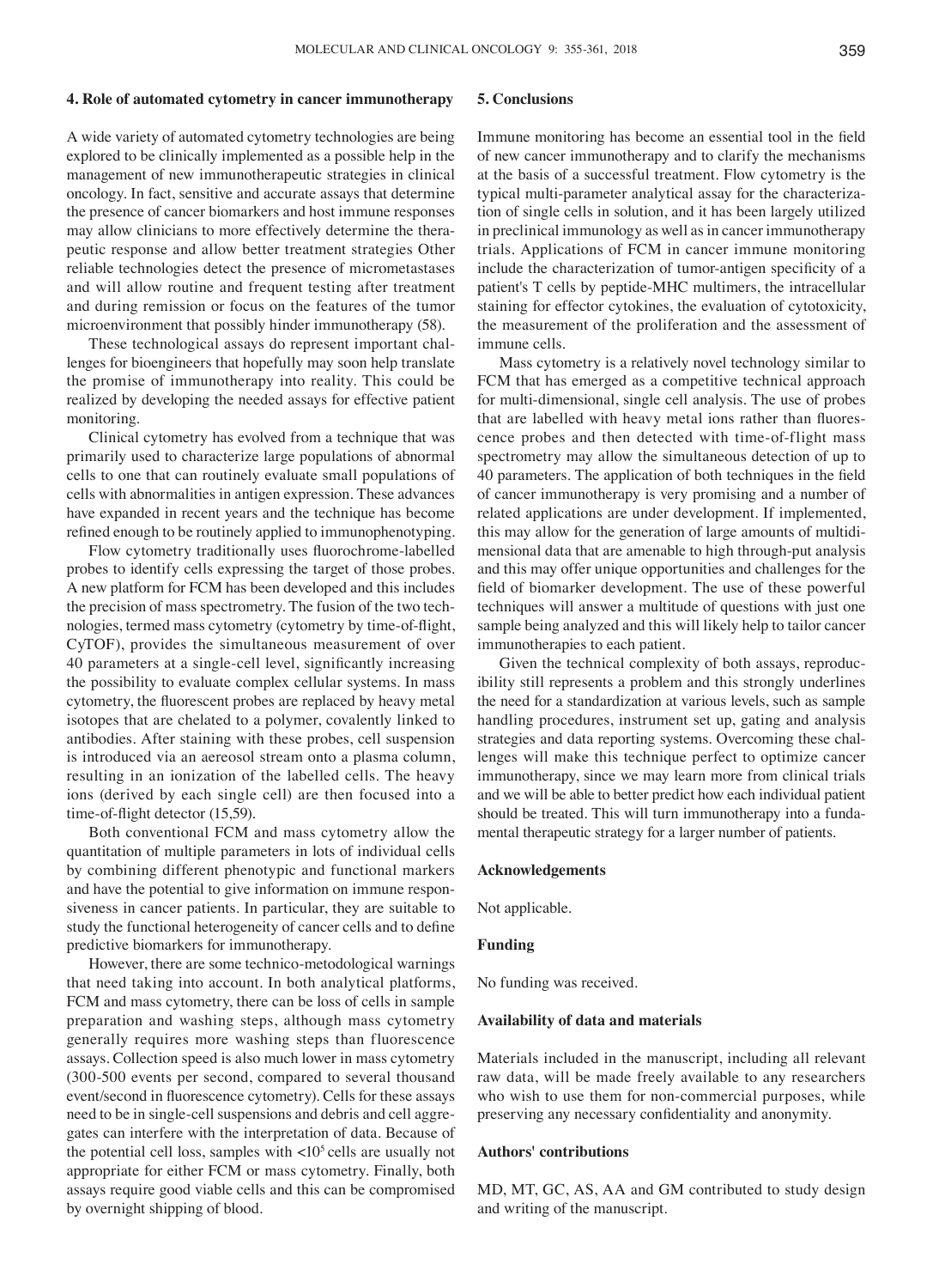## 4. Role of automated cytometry in cancer immunotherapy

A wide variety of automated cytometry technologies are being explored to be clinically implemented as a possible help in the management of new immunotherapeutic strategies in clinical oncology. In fact, sensitive and accurate assays that determine the presence of cancer biomarkers and host immune responses may allow clinicians to more effectively determine the therapeutic response and allow better treatment strategies Other reliable technologies detect the presence of micrometastases and will allow routine and frequent testing after treatment and during remission or focus on the features of the tumor microenvironment that possibly hinder immunotherapy (58).

These technological assays do represent important challenges for bioengineers that hopefully may soon help translate the promise of immunotherapy into reality. This could be realized by developing the needed assays for effective patient monitoring.

Clinical cytometry has evolved from a technique that was primarily used to characterize large populations of abnormal cells to one that can routinely evaluate small populations of cells with abnormalities in antigen expression. These advances have expanded in recent years and the technique has become refined enough to be routinely applied to immunophenotyping.

Flow cytometry traditionally uses fluorochrome-labelled probes to identify cells expressing the target of those probes. A new platform for FCM has been developed and this includes the precision of mass spectrometry. The fusion of the two technologies, termed mass cytometry (cytometry by time-of-flight, CyTOF), provides the simultaneous measurement of over 40 parameters at a single-cell level, significantly increasing the possibility to evaluate complex cellular systems. In mass cytometry, the fluorescent probes are replaced by heavy metal isotopes that are chelated to a polymer, covalently linked to antibodies. After staining with these probes, cell suspension is introduced via an aereosol stream onto a plasma column, resulting in an ionization of the labelled cells. The heavy ions (derived by each single cell) are then focused into a time-of-flight detector (15,59).

Both conventional FCM and mass cytometry allow the quantitation of multiple parameters in lots of individual cells by combining different phenotypic and functional markers and have the potential to give information on immune responsiveness in cancer patients. In particular, they are suitable to study the functional heterogeneity of cancer cells and to define predictive biomarkers for immunotherapy.

However, there are some technico-metodological warnings that need taking into account. In both analytical platforms, FCM and mass cytometry, there can be loss of cells in sample preparation and washing steps, although mass cytometry generally requires more washing steps than fluorescence assays. Collection speed is also much lower in mass cytometry (300-500 events per second, compared to several thousand event/second in fluorescence cytometry). Cells for these assays need to be in single-cell suspensions and debris and cell aggregates can interfere with the interpretation of data. Because of the potential cell loss, samples with $<10^5$ cells are usually not appropriate for either FCM or mass cytometry. Finally, both assays require good viable cells and this can be compromised by overnight shipping of blood.

## 5. Conclusions

Immune monitoring has become an essential tool in the field of new cancer immunotherapy and to clarify the mechanisms at the basis of a successful treatment. Flow cytometry is the typical multi-parameter analytical assay for the characterization of single cells in solution, and it has been largely utilized in preclinical immunology as well as in cancer immunotherapy trials. Applications of FCM in cancer immune monitoring include the characterization of tumor-antigen specificity of a patient's T cells by peptide-MHC multimers, the intracellular staining for effector cytokines, the evaluation of cytotoxicity, the measurement of the proliferation and the assessment of immune cells.

Mass cytometry is a relatively novel technology similar to FCM that has emerged as a competitive technical approach for multi-dimensional, single cell analysis. The use of probes that are labelled with heavy metal ions rather than fluorescence probes and then detected with time-of-flight mass spectrometry may allow the simultaneous detection of up to 40 parameters. The application of both techniques in the field of cancer immunotherapy is very promising and a number of related applications are under development. If implemented, this may allow for the generation of large amounts of multidimensional data that are amenable to high through-put analysis and this may offer unique opportunities and challenges for the field of biomarker development. The use of these powerful techniques will answer a multitude of questions with just one sample being analyzed and this will likely help to tailor cancer immunotherapies to each patient.

Given the technical complexity of both assays, reproducibility still represents a problem and this strongly underlines the need for a standardization at various levels, such as sample handling procedures, instrument set up, gating and analysis strategies and data reporting systems. Overcoming these challenges will make this technique perfect to optimize cancer immunotherapy, since we may learn more from clinical trials and we will be able to better predict how each individual patient should be treated. This will turn immunotherapy into a fundamental therapeutic strategy for a larger number of patients.

### Acknowledgements

Not applicable.

### Funding

No funding was received.

### Availability of data and materials

Materials included in the manuscript, including all relevant raw data, will be made freely available to any researchers who wish to use them for non-commercial purposes, while preserving any necessary confidentiality and anonymity.

### Authors' contributions

MD, MT, GC, AS, AA and GM contributed to study design and writing of the manuscript.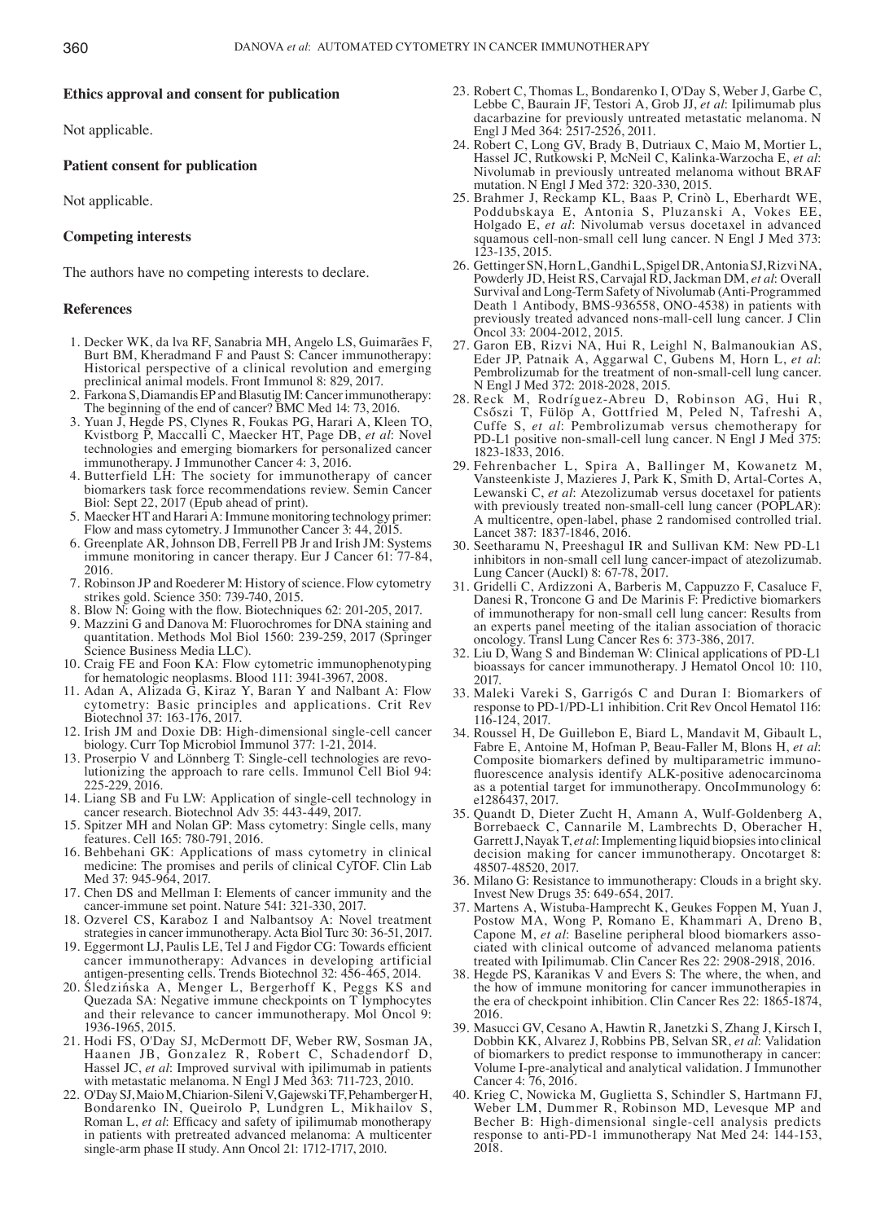## Ethics approval and consent for publication

Not applicable.

## Patient consent for publication

Not applicable.

## Competing interests

The authors have no competing interests to declare.

## References

1. Decker WK, da lva RF, Sanabria MH, Angelo LS, Guimarães F, Burt BM, Kheradmand F and Paust S: Cancer immunotherapy: Historical perspective of a clinical revolution and emerging preclinical animal models. Front Immunol 8: 829, 2017.
2. Farkona S, Diamandis EP and Blasutig IM: Cancer immunotherapy: The beginning of the end of cancer? BMC Med 14: 73, 2016.
3. Yuan J, Hegde PS, Clynes R, Foukas PG, Harari A, Kleen TO, Kvistborg P, Maccalli C, Maecker HT, Page DB, *et al*: Novel technologies and emerging biomarkers for personalized cancer immunotherapy. J Immunother Cancer 4: 3, 2016.
4. Butterfield LH: The society for immunotherapy of cancer biomarkers task force recommendations review. Semin Cancer Biol: Sept 22, 2017 (Epub ahead of print).
5. Maecker HT and Harari A: Immune monitoring technology primer: Flow and mass cytometry. J Immunother Cancer 3: 44, 2015.
6. Greenplate AR, Johnson DB, Ferrell PB Jr and Irish JM: Systems immune monitoring in cancer therapy. Eur J Cancer 61: 77-84, 2016.
7. Robinson JP and Roederer M: History of science. Flow cytometry strikes gold. Science 350: 739-740, 2015.
8. Blow N: Going with the flow. Biotechniques 62: 201-205, 2017.
9. Mazzini G and Danova M: Fluorochromes for DNA staining and quantitation. Methods Mol Biol 1560: 239-259, 2017 (Springer Science Business Media LLC).
10. Craig FE and Foon KA: Flow cytometric immunophenotyping for hematologic neoplasms. Blood 111: 3941-3967, 2008.
11. Adan A, Alizada G, Kiraz Y, Baran Y and Nalbant A: Flow cytometry: Basic principles and applications. Crit Rev Biotechnol 37: 163-176, 2017.
12. Irish JM and Doxie DB: High-dimensional single-cell cancer biology. Curr Top Microbiol Immunol 377: 1-21, 2014.
13. Proserpio V and Lönnberg T: Single-cell technologies are revolutionizing the approach to rare cells. Immunol Cell Biol 94: 225-229, 2016.
14. Liang SB and Fu LW: Application of single-cell technology in cancer research. Biotechnol Adv 35: 443-449, 2017.
15. Spitzer MH and Nolan GP: Mass cytometry: Single cells, many features. Cell 165: 780-791, 2016.
16. Behbehani GK: Applications of mass cytometry in clinical medicine: The promises and perils of clinical CyTOF. Clin Lab Med 37: 945-964, 2017.
17. Chen DS and Mellman I: Elements of cancer immunity and the cancer-immune set point. Nature 541: 321-330, 2017.
18. Ozverel CS, Karaboz I and Nalbantsoy A: Novel treatment strategies in cancer immunotherapy. Acta Biol Turc 30: 36-51, 2017.
19. Eggermont LJ, Paulis LE, Tel J and Figdor CG: Towards efficient cancer immunotherapy: Advances in developing artificial antigen-presenting cells. Trends Biotechnol 32: 456-465, 2014.
20. Śledzińska A, Menger L, Bergerhoff K, Peggs KS and Quezada SA: Negative immune checkpoints on T lymphocytes and their relevance to cancer immunotherapy. Mol Oncol 9: 1936-1965, 2015.
21. Hodi FS, O'Day SJ, McDermott DF, Weber RW, Sosman JA, Haanen JB, Gonzalez R, Robert C, Schadendorf D, Hassel JC, *et al*: Improved survival with ipilimumab in patients with metastatic melanoma. N Engl J Med 363: 711-723, 2010.
22. O'Day SJ, Maio M, Chiarion-Sileni V, Gajewski TF, Pehamberger H, Bondarenko IN, Queirolo P, Lundgren L, Mikhailov S, Roman L, *et al*: Efficacy and safety of ipilimumab monotherapy in patients with pretreated advanced melanoma: A multicenter single-arm phase II study. Ann Oncol 21: 1712-1717, 2010.
23. Robert C, Thomas L, Bondarenko I, O'Day S, Weber J, Garbe C, Lebbe C, Baurain JF, Testori A, Grob JJ, *et al*: Ipilimumab plus dacarbazine for previously untreated metastatic melanoma. N Engl J Med 364: 2517-2526, 2011.
24. Robert C, Long GV, Brady B, Dutriaux C, Maio M, Mortier L, Hassel JC, Rutkowski P, McNeil C, Kalinka-Warzocha E, *et al*: Nivolumab in previously untreated melanoma without BRAF mutation. N Engl J Med 372: 320-330, 2015.
25. Brahmer J, Reckamp KL, Baas P, Crinò L, Eberhardt WE, Poddubskaya E, Antonia S, Pluzanski A, Vokes EE, Holgado E, *et al*: Nivolumab versus docetaxel in advanced squamous cell-non-small cell lung cancer. N Engl J Med 373: 123-135, 2015.
26. Gettinger SN, Horn L, Gandhi L, Spigel DR, Antonia SJ, Rizvi NA, Powderly JD, Heist RS, Carvajal RD, Jackman DM, *et al*: Overall Survival and Long-Term Safety of Nivolumab (Anti-Programmed Death 1 Antibody, BMS-936558, ONO-4538) in patients with previously treated advanced nons-mall-cell lung cancer. J Clin Oncol 33: 2004-2012, 2015.
27. Garon EB, Rizvi NA, Hui R, Leighl N, Balmanoukian AS, Eder JP, Patnaik A, Aggarwal C, Gubens M, Horn L, *et al*: Pembrolizumab for the treatment of non-small-cell lung cancer. N Engl J Med 372: 2018-2028, 2015.
28. Reck M, Rodríguez-Abreu D, Robinson AG, Hui R, Csőszi T, Fülöp A, Gottfried M, Peled N, Tafreshi A, Cuffe S, *et al*: Pembrolizumab versus chemotherapy for PD-L1 positive non-small-cell lung cancer. N Engl J Med 375: 1823-1833, 2016.
29. Fehrenbacher L, Spira A, Ballinger M, Kowanetz M, Vansteenkiste J, Mazieres J, Park K, Smith D, Artal-Cortes A, Lewanski C, *et al*: Atezolizumab versus docetaxel for patients with previously treated non-small-cell lung cancer (POPLAR): A multicentre, open-label, phase 2 randomised controlled trial. Lancet 387: 1837-1846, 2016.
30. Seetharamu N, Preeshagul IR and Sullivan KM: New PD-L1 inhibitors in non-small cell lung cancer-impact of atezolizumab. Lung Cancer (Auckl) 8: 67-78, 2017.
31. Gridelli C, Ardizzoni A, Barberis M, Cappuzzo F, Casaluce F, Danesi R, Troncone G and De Marinis F: Predictive biomarkers of immunotherapy for non-small cell lung cancer: Results from an experts panel meeting of the italian association of thoracic oncology. Transl Lung Cancer Res 6: 373-386, 2017.
32. Liu D, Wang S and Bindeman W: Clinical applications of PD-L1 bioassays for cancer immunotherapy. J Hematol Oncol 10: 110, 2017.
33. Maleki Vareki S, Garrigós C and Duran I: Biomarkers of response to PD-1/PD-L1 inhibition. Crit Rev Oncol Hematol 116: 116-124, 2017.
34. Roussel H, De Guillebon E, Biard L, Mandavit M, Gibault L, Fabre E, Antoine M, Hofman P, Beau-Faller M, Blons H, *et al*: Composite biomarkers defined by multiparametric immunofluorescence analysis identify ALK-positive adenocarcinoma as a potential target for immunotherapy. OncoImmunology 6: e1286437, 2017.
35. Quandt D, Dieter Zucht H, Amann A, Wulf-Goldenberg A, Borrebaeck C, Cannarile M, Lambrechts D, Oberacher H, Garrett J, Nayak T, *et al*: Implementing liquid biopsies into clinical decision making for cancer immunotherapy. Oncotarget 8: 48507-48520, 2017.
36. Milano G: Resistance to immunotherapy: Clouds in a bright sky. Invest New Drugs 35: 649-654, 2017.
37. Martens A, Wistuba-Hamprecht K, Geukes Foppen M, Yuan J, Postow MA, Wong P, Romano E, Khammari A, Dreno B, Capone M, *et al*: Baseline peripheral blood biomarkers associated with clinical outcome of advanced melanoma patients treated with Ipilimumab. Clin Cancer Res 22: 2908-2918, 2016.
38. Hegde PS, Karanikas V and Evers S: The where, the when, and the how of immune monitoring for cancer immunotherapies in the era of checkpoint inhibition. Clin Cancer Res 22: 1865-1874, 2016.
39. Masucci GV, Cesano A, Hawtin R, Janetzki S, Zhang J, Kirsch I, Dobbin KK, Alvarez J, Robbins PB, Selvan SR, *et al*: Validation of biomarkers to predict response to immunotherapy in cancer: Volume I-pre-analytical and analytical validation. J Immunother Cancer 4: 76, 2016.
40. Krieg C, Nowicka M, Guglietta S, Schindler S, Hartmann FJ, Weber LM, Dummer R, Robinson MD, Levesque MP and Becher B: High-dimensional single-cell analysis predicts response to anti-PD-1 immunotherapy Nat Med 24: 144-153, 2018.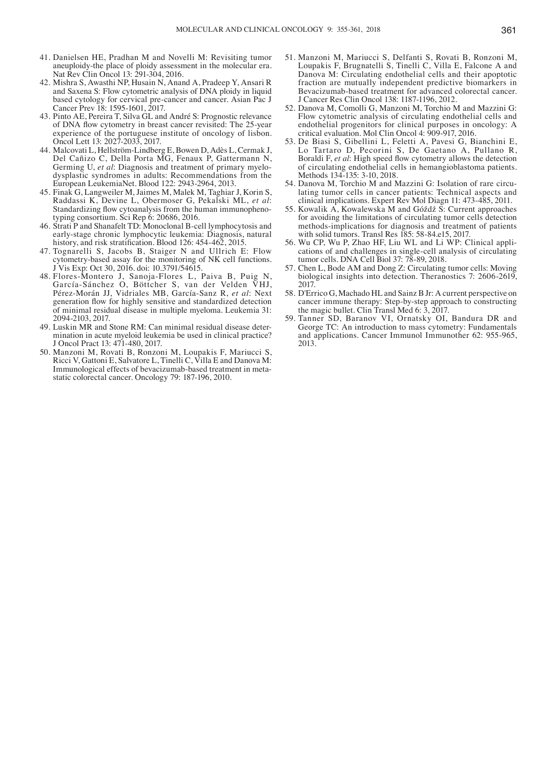41. Danielsen HE, Pradhan M and Novelli M: Revisiting tumor aneuploidy-the place of ploidy assessment in the molecular era. Nat Rev Clin Oncol 13: 291-304, 2016.
42. Mishra S, Awasthi NP, Husain N, Anand A, Pradeep Y, Ansari R and Saxena S: Flow cytometric analysis of DNA ploidy in liquid based cytology for cervical pre-cancer and cancer. Asian Pac J Cancer Prev 18: 1595-1601, 2017.
43. Pinto AE, Pereira T, Silva GL and André S: Prognostic relevance of DNA flow cytometry in breast cancer revisited: The 25-year experience of the portuguese institute of oncology of lisbon. Oncol Lett 13: 2027-2033, 2017.
44. Malcovati L, Hellström-Lindberg E, Bowen D, Adès L, Cermak J, Del Cañizo C, Della Porta MG, Fenaux P, Gattermann N, Germing U, *et al*: Diagnosis and treatment of primary myelodysplastic syndromes in adults: Recommendations from the European LeukemiaNet. Blood 122: 2943-2964, 2013.
45. Finak G, Langweiler M, Jaimes M, Malek M, Taghiar J, Korin S, Raddassi K, Devine L, Obermoser G, Pekalski ML, *et al*: Standardizing flow cytoanalysis from the human immunophenotyping consortium. Sci Rep 6: 20686, 2016.
46. Strati P and Shanafelt TD: Monoclonal B-cell lymphocytosis and early-stage chronic lymphocytic leukemia: Diagnosis, natural history, and risk stratification. Blood 126: 454-462, 2015.
47. Tognarelli S, Jacobs B, Staiger N and Ullrich E: Flow cytometry-based assay for the monitoring of NK cell functions. J Vis Exp: Oct 30, 2016. doi: 10.3791/54615.
48. Flores-Montero J, Sanoja-Flores L, Paiva B, Puig N, García-Sánchez O, Böttcher S, van der Velden VHJ, Pérez-Morán JJ, Vidriales MB, García-Sanz R, *et al*: Next generation flow for highly sensitive and standardized detection of minimal residual disease in multiple myeloma. Leukemia 31: 2094-2103, 2017.
49. Luskin MR and Stone RM: Can minimal residual disease determination in acute myeloid leukemia be used in clinical practice? J Oncol Pract 13: 471-480, 2017.
50. Manzoni M, Rovati B, Ronzoni M, Loupakis F, Mariucci S, Ricci V, Gattoni E, Salvatore L, Tinelli C, Villa E and Danova M: Immunological effects of bevacizumab-based treatment in metastatic colorectal cancer. Oncology 79: 187-196, 2010.
51. Manzoni M, Mariucci S, Delfanti S, Rovati B, Ronzoni M, Loupakis F, Brugnatelli S, Tinelli C, Villa E, Falcone A and Danova M: Circulating endothelial cells and their apoptotic fraction are mutually independent predictive biomarkers in Bevacizumab-based treatment for advanced colorectal cancer. J Cancer Res Clin Oncol 138: 1187-1196, 2012.
52. Danova M, Comolli G, Manzoni M, Torchio M and Mazzini G: Flow cytometric analysis of circulating endothelial cells and endothelial progenitors for clinical purposes in oncology: A critical evaluation. Mol Clin Oncol 4: 909-917, 2016.
53. De Biasi S, Gibellini L, Feletti A, Pavesi G, Bianchini E, Lo Tartaro D, Pecorini S, De Gaetano A, Pullano R, Boraldi F, *et al*: High speed flow cytometry allows the detection of circulating endothelial cells in hemangioblastoma patients. Methods 134-135: 3-10, 2018.
54. Danova M, Torchio M and Mazzini G: Isolation of rare circulating tumor cells in cancer patients: Technical aspects and clinical implications. Expert Rev Mol Diagn 11: 473-485, 2011.
55. Kowalik A, Kowalewska M and Góźdź S: Current approaches for avoiding the limitations of circulating tumor cells detection methods-implications for diagnosis and treatment of patients with solid tumors. Transl Res 185: 58-84.e15, 2017.
56. Wu CP, Wu P, Zhao HF, Liu WL and Li WP: Clinical applications of and challenges in single-cell analysis of circulating tumor cells. DNA Cell Biol 37: 78-89, 2018.
57. Chen L, Bode AM and Dong Z: Circulating tumor cells: Moving biological insights into detection. Theranostics 7: 2606-2619, 2017.
58. D'Errico G, Machado HL and Sainz B Jr: A current perspective on cancer immune therapy: Step-by-step approach to constructing the magic bullet. Clin Transl Med 6: 3, 2017.
59. Tanner SD, Baranov VI, Ornatsky OI, Bandura DR and George TC: An introduction to mass cytometry: Fundamentals and applications. Cancer Immunol Immunother 62: 955-965, 2013.